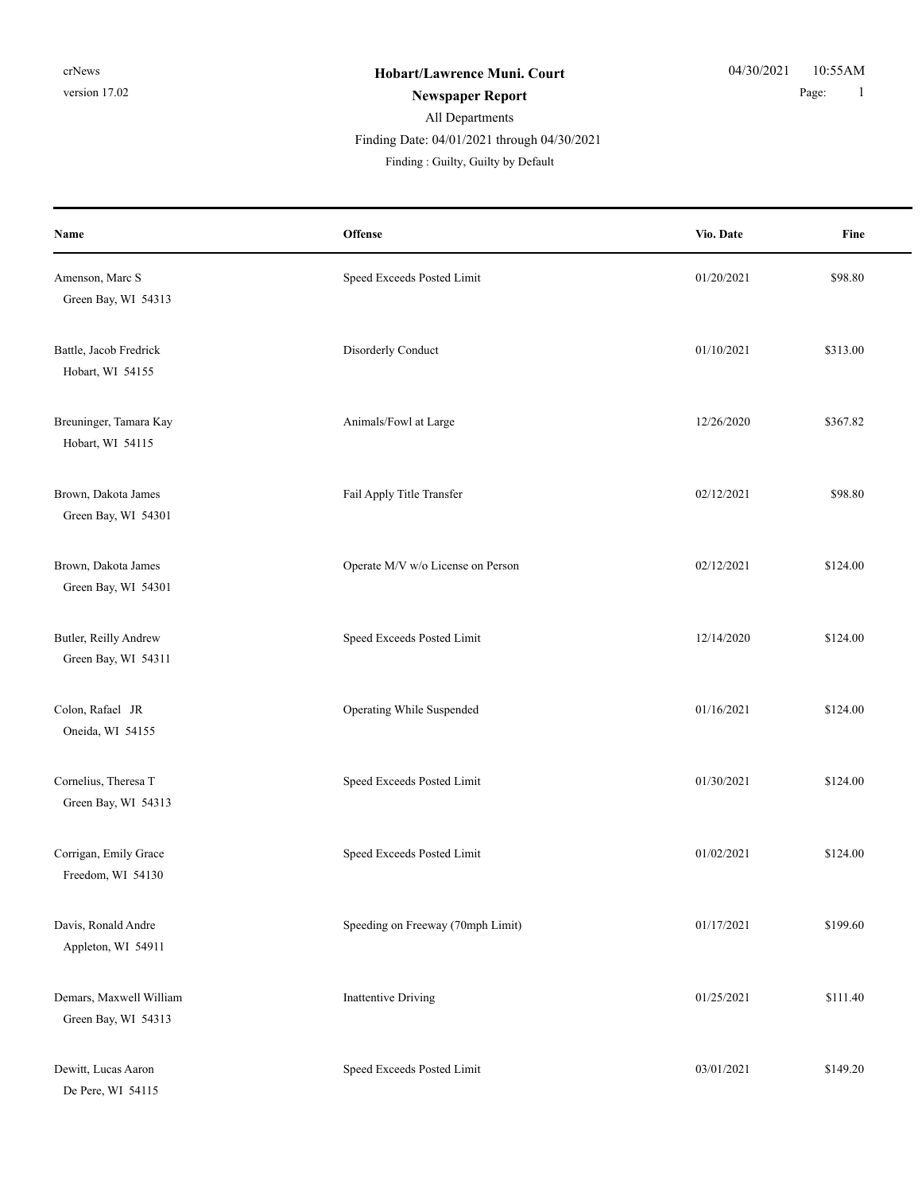crNews
version 17.02

**Hobart/Lawrence Muni. Court**

**Newspaper Report**

04/30/2021 10:55AM

All Departments

Finding Date: 04/01/2021 through 04/30/2021

Finding : Guilty, Guilty by Default

| Name | Offense | Vio. Date | Fine |
|---|---|---|---|
| Amenson, Marc S<br>Green Bay, WI 54313 | Speed Exceeds Posted Limit | 01/20/2021 | $98.80 |
| Battle, Jacob Fredrick<br>Hobart, WI 54155 | Disorderly Conduct | 01/10/2021 | $313.00 |
| Breuninger, Tamara Kay<br>Hobart, WI 54115 | Animals/Fowl at Large | 12/26/2020 | $367.82 |
| Brown, Dakota James<br>Green Bay, WI 54301 | Fail Apply Title Transfer | 02/12/2021 | $98.80 |
| Brown, Dakota James<br>Green Bay, WI 54301 | Operate M/V w/o License on Person | 02/12/2021 | $124.00 |
| Butler, Reilly Andrew<br>Green Bay, WI 54311 | Speed Exceeds Posted Limit | 12/14/2020 | $124.00 |
| Colon, Rafael JR<br>Oneida, WI 54155 | Operating While Suspended | 01/16/2021 | $124.00 |
| Cornelius, Theresa T<br>Green Bay, WI 54313 | Speed Exceeds Posted Limit | 01/30/2021 | $124.00 |
| Corrigan, Emily Grace<br>Freedom, WI 54130 | Speed Exceeds Posted Limit | 01/02/2021 | $124.00 |
| Davis, Ronald Andre<br>Appleton, WI 54911 | Speeding on Freeway (70mph Limit) | 01/17/2021 | $199.60 |
| Demars, Maxwell William<br>Green Bay, WI 54313 | Inattentive Driving | 01/25/2021 | $111.40 |
| Dewitt, Lucas Aaron<br>De Pere, WI 54115 | Speed Exceeds Posted Limit | 03/01/2021 | $149.20 |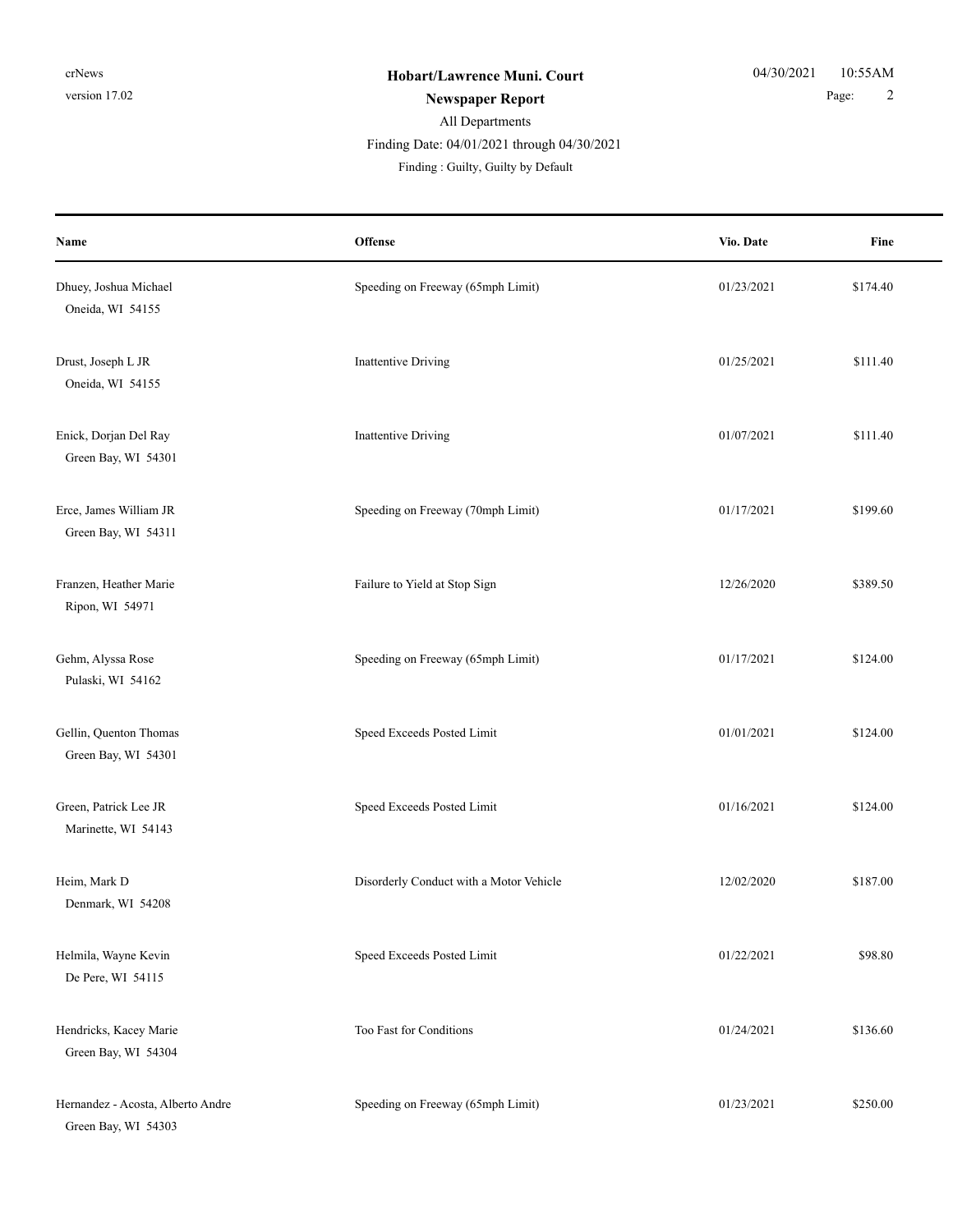| Name | Offense | Vio. Date | Fine |
|---|---|---|---|
| Dhuey, Joshua Michael<br>Oneida, WI 54155 | Speeding on Freeway (65mph Limit) | 01/23/2021 | $174.40 |
| Drust, Joseph L JR<br>Oneida, WI 54155 | Inattentive Driving | 01/25/2021 | $111.40 |
| Enick, Dorjan Del Ray<br>Green Bay, WI 54301 | Inattentive Driving | 01/07/2021 | $111.40 |
| Erce, James William JR<br>Green Bay, WI 54311 | Speeding on Freeway (70mph Limit) | 01/17/2021 | $199.60 |
| Franzen, Heather Marie<br>Ripon, WI 54971 | Failure to Yield at Stop Sign | 12/26/2020 | $389.50 |
| Gehm, Alyssa Rose<br>Pulaski, WI 54162 | Speeding on Freeway (65mph Limit) | 01/17/2021 | $124.00 |
| Gellin, Quenton Thomas<br>Green Bay, WI 54301 | Speed Exceeds Posted Limit | 01/01/2021 | $124.00 |
| Green, Patrick Lee JR<br>Marinette, WI 54143 | Speed Exceeds Posted Limit | 01/16/2021 | $124.00 |
| Heim, Mark D<br>Denmark, WI 54208 | Disorderly Conduct with a Motor Vehicle | 12/02/2020 | $187.00 |
| Helmila, Wayne Kevin<br>De Pere, WI 54115 | Speed Exceeds Posted Limit | 01/22/2021 | $98.80 |
| Hendricks, Kacey Marie<br>Green Bay, WI 54304 | Too Fast for Conditions | 01/24/2021 | $136.60 |
| Hernandez - Acosta, Alberto Andre<br>Green Bay, WI 54303 | Speeding on Freeway (65mph Limit) | 01/23/2021 | $250.00 |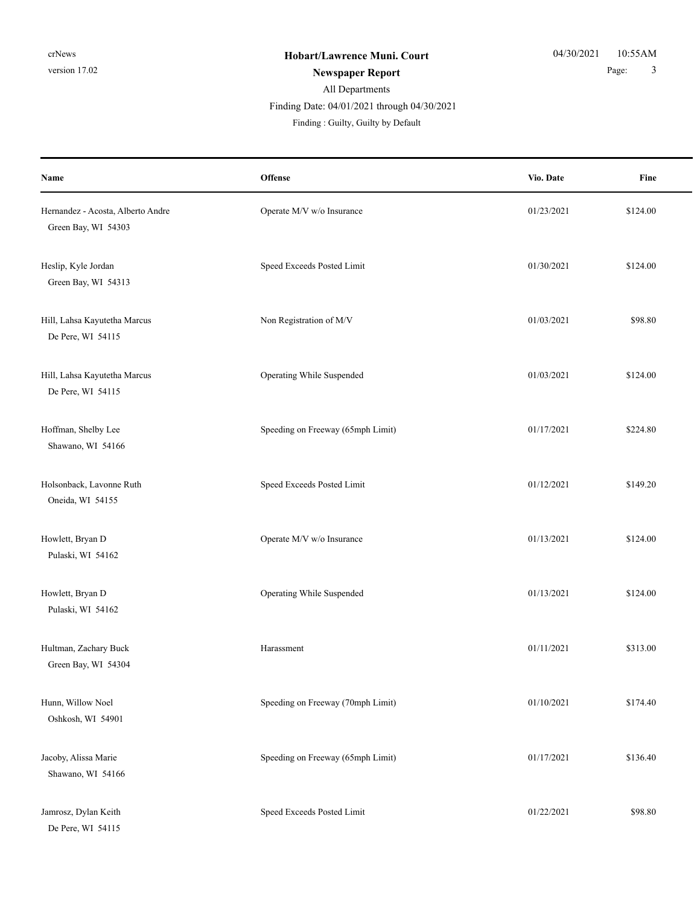**Hobart/Lawrence Muni. Court**

**Newspaper Report**

All Departments

Finding Date: 04/01/2021 through 04/30/2021

Finding : Guilty, Guilty by Default

| Name | Offense | Vio. Date | Fine |
|---|---|---|---|
| Hernandez - Acosta, Alberto Andre<br>Green Bay, WI 54303 | Operate M/V w/o Insurance | 01/23/2021 | $124.00 |
| Heslip, Kyle Jordan<br>Green Bay, WI 54313 | Speed Exceeds Posted Limit | 01/30/2021 | $124.00 |
| Hill, Lahsa Kayutetha Marcus<br>De Pere, WI 54115 | Non Registration of M/V | 01/03/2021 | $98.80 |
| Hill, Lahsa Kayutetha Marcus<br>De Pere, WI 54115 | Operating While Suspended | 01/03/2021 | $124.00 |
| Hoffman, Shelby Lee<br>Shawano, WI 54166 | Speeding on Freeway (65mph Limit) | 01/17/2021 | $224.80 |
| Holsonback, Lavonne Ruth<br>Oneida, WI 54155 | Speed Exceeds Posted Limit | 01/12/2021 | $149.20 |
| Howlett, Bryan D<br>Pulaski, WI 54162 | Operate M/V w/o Insurance | 01/13/2021 | $124.00 |
| Howlett, Bryan D<br>Pulaski, WI 54162 | Operating While Suspended | 01/13/2021 | $124.00 |
| Hultman, Zachary Buck<br>Green Bay, WI 54304 | Harassment | 01/11/2021 | $313.00 |
| Hunn, Willow Noel<br>Oshkosh, WI 54901 | Speeding on Freeway (70mph Limit) | 01/10/2021 | $174.40 |
| Jacoby, Alissa Marie<br>Shawano, WI 54166 | Speeding on Freeway (65mph Limit) | 01/17/2021 | $136.40 |
| Jamrosz, Dylan Keith<br>De Pere, WI 54115 | Speed Exceeds Posted Limit | 01/22/2021 | $98.80 |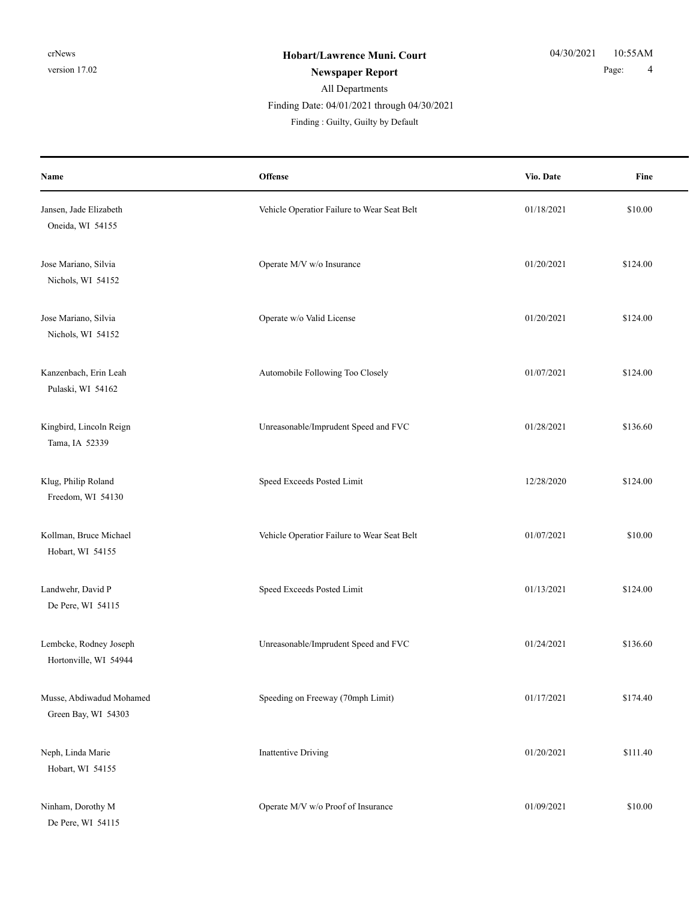| Name | Offense | Vio. Date | Fine |
|---|---|---|---|
| Jansen, Jade Elizabeth<br>Oneida, WI 54155 | Vehicle Operatior Failure to Wear Seat Belt | 01/18/2021 | $10.00 |
| Jose Mariano, Silvia<br>Nichols, WI 54152 | Operate M/V w/o Insurance | 01/20/2021 | $124.00 |
| Jose Mariano, Silvia<br>Nichols, WI 54152 | Operate w/o Valid License | 01/20/2021 | $124.00 |
| Kanzenbach, Erin Leah<br>Pulaski, WI 54162 | Automobile Following Too Closely | 01/07/2021 | $124.00 |
| Kingbird, Lincoln Reign<br>Tama, IA 52339 | Unreasonable/Imprudent Speed and FVC | 01/28/2021 | $136.60 |
| Klug, Philip Roland<br>Freedom, WI 54130 | Speed Exceeds Posted Limit | 12/28/2020 | $124.00 |
| Kollman, Bruce Michael<br>Hobart, WI 54155 | Vehicle Operatior Failure to Wear Seat Belt | 01/07/2021 | $10.00 |
| Landwehr, David P<br>De Pere, WI 54115 | Speed Exceeds Posted Limit | 01/13/2021 | $124.00 |
| Lembcke, Rodney Joseph<br>Hortonville, WI 54944 | Unreasonable/Imprudent Speed and FVC | 01/24/2021 | $136.60 |
| Musse, Abdiwadud Mohamed<br>Green Bay, WI 54303 | Speeding on Freeway (70mph Limit) | 01/17/2021 | $174.40 |
| Neph, Linda Marie<br>Hobart, WI 54155 | Inattentive Driving | 01/20/2021 | $111.40 |
| Ninham, Dorothy M<br>De Pere, WI 54115 | Operate M/V w/o Proof of Insurance | 01/09/2021 | $10.00 |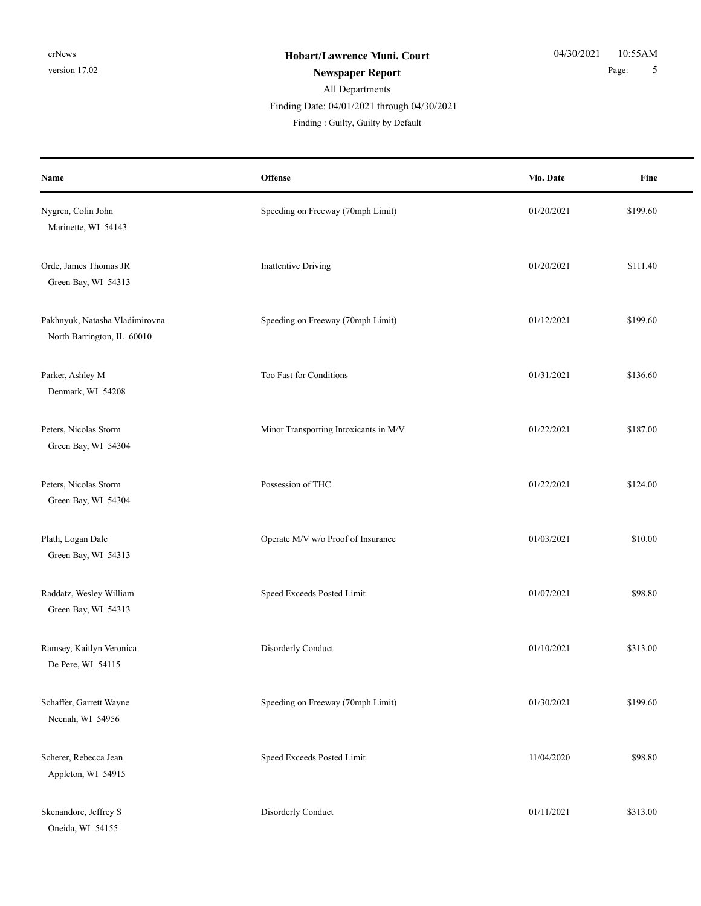**Hobart/Lawrence Muni. Court**

**Newspaper Report**

All Departments

Finding Date: 04/01/2021 through 04/30/2021

Finding : Guilty, Guilty by Default

| Name | Offense | Vio. Date | Fine |
|---|---|---|---|
| Nygren, Colin John<br>Marinette, WI 54143 | Speeding on Freeway (70mph Limit) | 01/20/2021 | $199.60 |
| Orde, James Thomas JR<br>Green Bay, WI 54313 | Inattentive Driving | 01/20/2021 | $111.40 |
| Pakhnyuk, Natasha Vladimirovna<br>North Barrington, IL 60010 | Speeding on Freeway (70mph Limit) | 01/12/2021 | $199.60 |
| Parker, Ashley M<br>Denmark, WI 54208 | Too Fast for Conditions | 01/31/2021 | $136.60 |
| Peters, Nicolas Storm<br>Green Bay, WI 54304 | Minor Transporting Intoxicants in M/V | 01/22/2021 | $187.00 |
| Peters, Nicolas Storm<br>Green Bay, WI 54304 | Possession of THC | 01/22/2021 | $124.00 |
| Plath, Logan Dale<br>Green Bay, WI 54313 | Operate M/V w/o Proof of Insurance | 01/03/2021 | $10.00 |
| Raddatz, Wesley William<br>Green Bay, WI 54313 | Speed Exceeds Posted Limit | 01/07/2021 | $98.80 |
| Ramsey, Kaitlyn Veronica<br>De Pere, WI 54115 | Disorderly Conduct | 01/10/2021 | $313.00 |
| Schaffer, Garrett Wayne<br>Neenah, WI 54956 | Speeding on Freeway (70mph Limit) | 01/30/2021 | $199.60 |
| Scherer, Rebecca Jean<br>Appleton, WI 54915 | Speed Exceeds Posted Limit | 11/04/2020 | $98.80 |
| Skenandore, Jeffrey S<br>Oneida, WI 54155 | Disorderly Conduct | 01/11/2021 | $313.00 |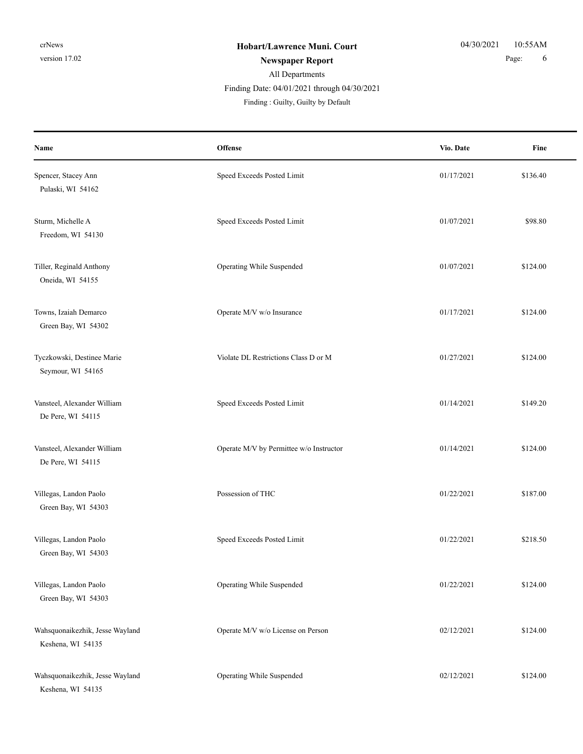# Hobart/Lawrence Muni. Court

## Newspaper Report

All Departments

Finding Date: 04/01/2021 through 04/30/2021

Finding : Guilty, Guilty by Default

| Name | Offense | Vio. Date | Fine |
|---|---|---|---|
| Spencer, Stacey Ann<br>Pulaski, WI 54162 | Speed Exceeds Posted Limit | 01/17/2021 | $136.40 |
| Sturm, Michelle A<br>Freedom, WI 54130 | Speed Exceeds Posted Limit | 01/07/2021 | $98.80 |
| Tiller, Reginald Anthony<br>Oneida, WI 54155 | Operating While Suspended | 01/07/2021 | $124.00 |
| Towns, Izaiah Demarco<br>Green Bay, WI 54302 | Operate M/V w/o Insurance | 01/17/2021 | $124.00 |
| Tyczkowski, Destinee Marie<br>Seymour, WI 54165 | Violate DL Restrictions Class D or M | 01/27/2021 | $124.00 |
| Vansteel, Alexander William<br>De Pere, WI 54115 | Speed Exceeds Posted Limit | 01/14/2021 | $149.20 |
| Vansteel, Alexander William<br>De Pere, WI 54115 | Operate M/V by Permittee w/o Instructor | 01/14/2021 | $124.00 |
| Villegas, Landon Paolo<br>Green Bay, WI 54303 | Possession of THC | 01/22/2021 | $187.00 |
| Villegas, Landon Paolo<br>Green Bay, WI 54303 | Speed Exceeds Posted Limit | 01/22/2021 | $218.50 |
| Villegas, Landon Paolo<br>Green Bay, WI 54303 | Operating While Suspended | 01/22/2021 | $124.00 |
| Wahsquonaikezhik, Jesse Wayland<br>Keshena, WI 54135 | Operate M/V w/o License on Person | 02/12/2021 | $124.00 |
| Wahsquonaikezhik, Jesse Wayland<br>Keshena, WI 54135 | Operating While Suspended | 02/12/2021 | $124.00 |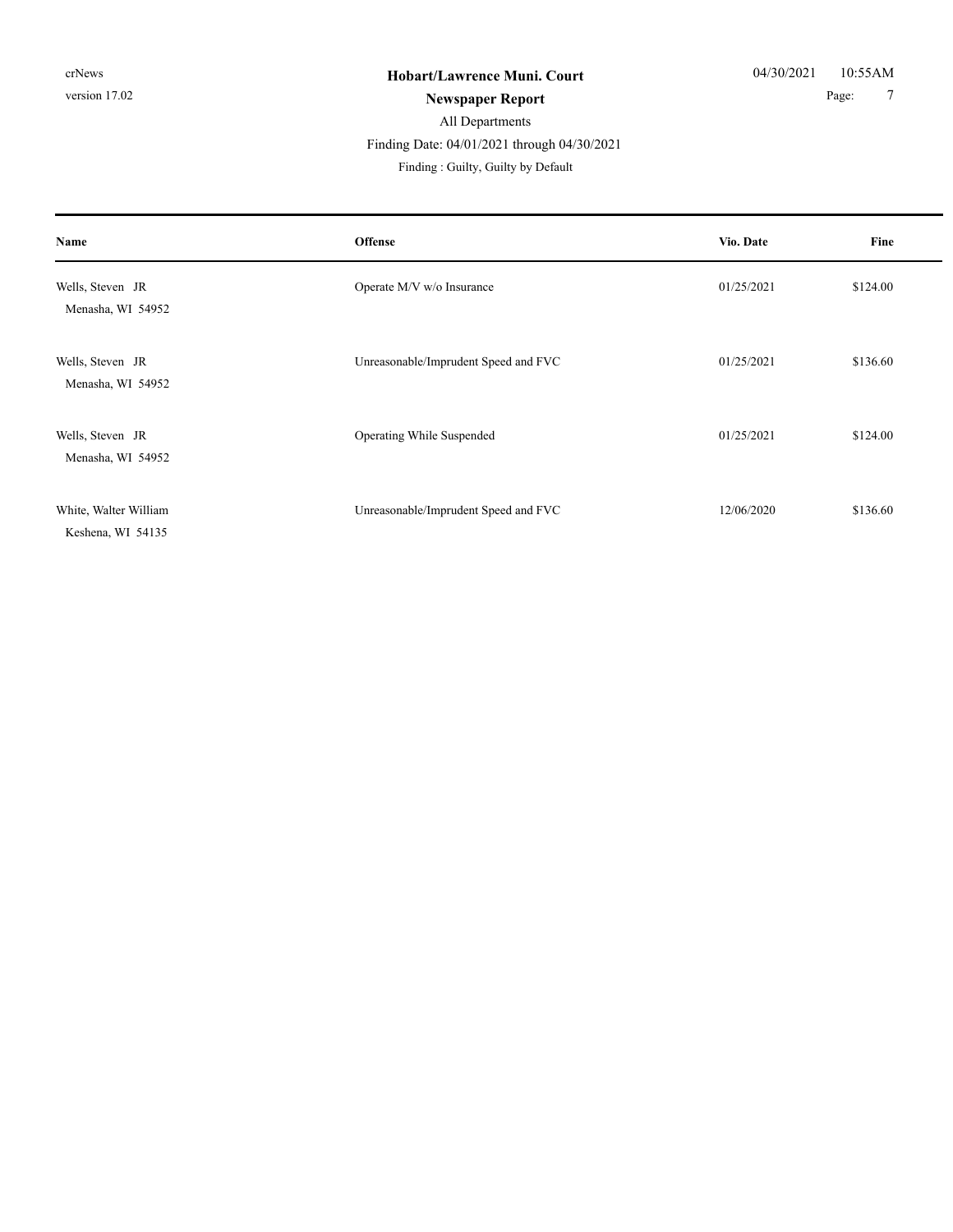| Name | Offense | Vio. Date | Fine |
|---|---|---|---|
| Wells, Steven JR<br>Menasha, WI 54952 | Operate M/V w/o Insurance | 01/25/2021 | $124.00 |
| Wells, Steven JR<br>Menasha, WI 54952 | Unreasonable/Imprudent Speed and FVC | 01/25/2021 | $136.60 |
| Wells, Steven JR<br>Menasha, WI 54952 | Operating While Suspended | 01/25/2021 | $124.00 |
| White, Walter William<br>Keshena, WI 54135 | Unreasonable/Imprudent Speed and FVC | 12/06/2020 | $136.60 |